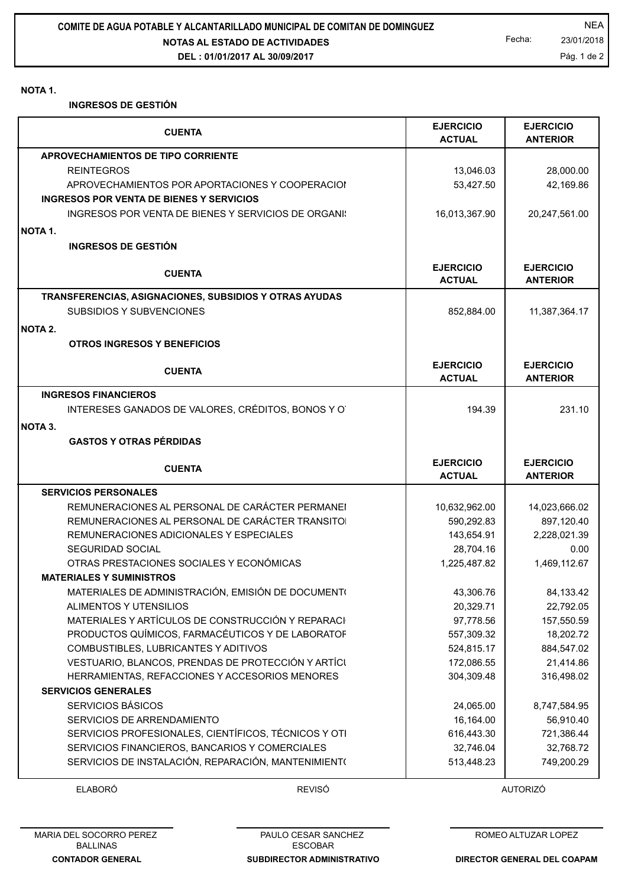**COMITE DE AGUA POTABLE Y ALCANTARILLADO MUNICIPAL DE COMITAN DE DOMINGUEZ**

**NOTAS AL ESTADO DE ACTIVIDADES**

**DEL : 01/01/2017 AL 30/09/2017**

NEA

Fecha: 23/01/2018

**NOTA 1.**

**INGRESOS DE GESTIÓN**

| CUENTA | EJERCICIO ACTUAL | EJERCICIO ANTERIOR |
|---|---|---|
| **APROVECHAMIENTOS DE TIPO CORRIENTE** | | |
| REINTEGROS | 13,046.03 | 28,000.00 |
| APROVECHAMIENTOS POR APORTACIONES Y COOPERACIOI | 53,427.50 | 42,169.86 |
| **INGRESOS POR VENTA DE BIENES Y SERVICIOS** | | |
| INGRESOS POR VENTA DE BIENES Y SERVICIOS DE ORGANI! | 16,013,367.90 | 20,247,561.00 |

**NOTA 1.**

**INGRESOS DE GESTIÓN**

| CUENTA | EJERCICIO ACTUAL | EJERCICIO ANTERIOR |
|---|---|---|
| **TRANSFERENCIAS, ASIGNACIONES, SUBSIDIOS Y OTRAS AYUDAS** | | |
| SUBSIDIOS Y SUBVENCIONES | 852,884.00 | 11,387,364.17 |

**NOTA 2.**

**OTROS INGRESOS Y BENEFICIOS**

| CUENTA | EJERCICIO ACTUAL | EJERCICIO ANTERIOR |
|---|---|---|
| **INGRESOS FINANCIEROS** | | |
| INTERESES GANADOS DE VALORES, CRÉDITOS, BONOS Y O | 194.39 | 231.10 |

**NOTA 3.**

**GASTOS Y OTRAS PÉRDIDAS**

| CUENTA | EJERCICIO ACTUAL | EJERCICIO ANTERIOR |
|---|---|---|
| **SERVICIOS PERSONALES** | | |
| REMUNERACIONES AL PERSONAL DE CARÁCTER PERMANEI | 10,632,962.00 | 14,023,666.02 |
| REMUNERACIONES AL PERSONAL DE CARÁCTER TRANSITOI | 590,292.83 | 897,120.40 |
| REMUNERACIONES ADICIONALES Y ESPECIALES | 143,654.91 | 2,228,021.39 |
| SEGURIDAD SOCIAL | 28,704.16 | 0.00 |
| OTRAS PRESTACIONES SOCIALES Y ECONÓMICAS | 1,225,487.82 | 1,469,112.67 |
| **MATERIALES Y SUMINISTROS** | | |
| MATERIALES DE ADMINISTRACIÓN, EMISIÓN DE DOCUMENT( | 43,306.76 | 84,133.42 |
| ALIMENTOS Y UTENSILIOS | 20,329.71 | 22,792.05 |
| MATERIALES Y ARTÍCULOS DE CONSTRUCCIÓN Y REPARACI | 97,778.56 | 157,550.59 |
| PRODUCTOS QUÍMICOS, FARMACÉUTICOS Y DE LABORATOF | 557,309.32 | 18,202.72 |
| COMBUSTIBLES, LUBRICANTES Y ADITIVOS | 524,815.17 | 884,547.02 |
| VESTUARIO, BLANCOS, PRENDAS DE PROTECCIÓN Y ARTÍCI | 172,086.55 | 21,414.86 |
| HERRAMIENTAS, REFACCIONES Y ACCESORIOS MENORES | 304,309.48 | 316,498.02 |
| **SERVICIOS GENERALES** | | |
| SERVICIOS BÁSICOS | 24,065.00 | 8,747,584.95 |
| SERVICIOS DE ARRENDAMIENTO | 16,164.00 | 56,910.40 |
| SERVICIOS PROFESIONALES, CIENTÍFICOS, TÉCNICOS Y OTI | 616,443.30 | 721,386.44 |
| SERVICIOS FINANCIEROS, BANCARIOS Y COMERCIALES | 32,746.04 | 32,768.72 |
| SERVICIOS DE INSTALACIÓN, REPARACIÓN, MANTENIMIENT( | 513,448.23 | 749,200.29 |

| ELABORÓ | REVISÓ | AUTORIZÓ |
|---|---|---|
| MARIA DEL SOCORRO PEREZ BALLINAS | PAULO CESAR SANCHEZ ESCOBAR | ROMEO ALTUZAR LOPEZ |
| **CONTADOR GENERAL** | **SUBDIRECTOR ADMINISTRATIVO** | **DIRECTOR GENERAL DEL COAPAM** |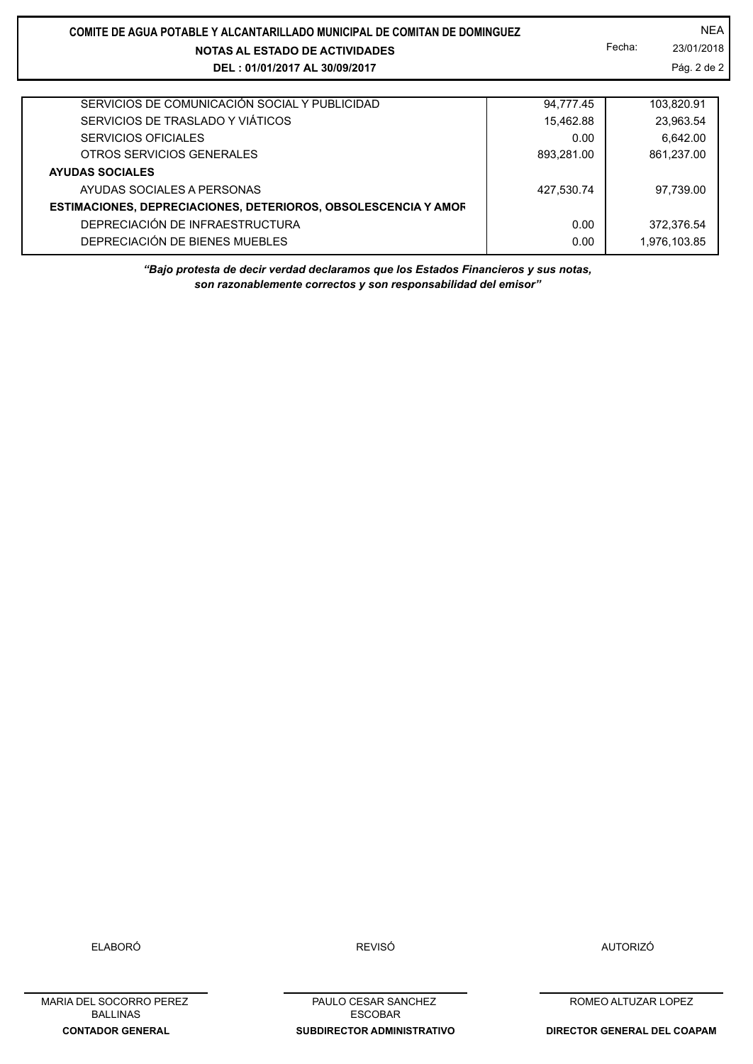**COMITE DE AGUA POTABLE Y ALCANTARILLADO MUNICIPAL DE COMITAN DE DOMINGUEZ**

**NOTAS AL ESTADO DE ACTIVIDADES**

**DEL : 01/01/2017 AL 30/09/2017**

NEA

Fecha: 23/01/2018

| | | |
|---|---|---|
| SERVICIOS DE COMUNICACIÓN SOCIAL Y PUBLICIDAD | 94,777.45 | 103,820.91 |
| SERVICIOS DE TRASLADO Y VIÁTICOS | 15,462.88 | 23,963.54 |
| SERVICIOS OFICIALES | 0.00 | 6,642.00 |
| OTROS SERVICIOS GENERALES | 893,281.00 | 861,237.00 |
| **AYUDAS SOCIALES** | | |
| AYUDAS SOCIALES A PERSONAS | 427,530.74 | 97,739.00 |
| **ESTIMACIONES, DEPRECIACIONES, DETERIOROS, OBSOLESCENCIA Y AMOR** | | |
| DEPRECIACIÓN DE INFRAESTRUCTURA | 0.00 | 372,376.54 |
| DEPRECIACIÓN DE BIENES MUEBLES | 0.00 | 1,976,103.85 |

***"Bajo protesta de decir verdad declaramos que los Estados Financieros y sus notas, son razonablemente correctos y son responsabilidad del emisor"***

| ELABORÓ | REVISÓ | AUTORIZÓ |
|---|---|---|
| MARIA DEL SOCORRO PEREZ BALLINAS | PAULO CESAR SANCHEZ ESCOBAR | ROMEO ALTUZAR LOPEZ |
| **CONTADOR GENERAL** | **SUBDIRECTOR ADMINISTRATIVO** | **DIRECTOR GENERAL DEL COAPAM** |